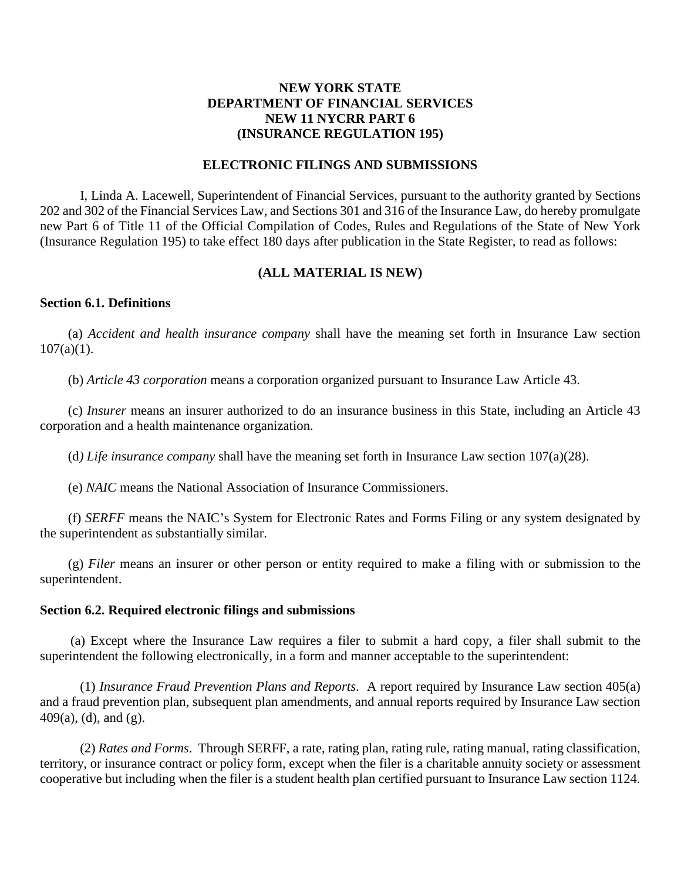# NEW YORK STATE
# DEPARTMENT OF FINANCIAL SERVICES
# NEW 11 NYCRR PART 6
# (INSURANCE REGULATION 195)

## ELECTRONIC FILINGS AND SUBMISSIONS

I, Linda A. Lacewell, Superintendent of Financial Services, pursuant to the authority granted by Sections 202 and 302 of the Financial Services Law, and Sections 301 and 316 of the Insurance Law, do hereby promulgate new Part 6 of Title 11 of the Official Compilation of Codes, Rules and Regulations of the State of New York (Insurance Regulation 195) to take effect 180 days after publication in the State Register, to read as follows:

**(ALL MATERIAL IS NEW)**

### Section 6.1. Definitions

(a) *Accident and health insurance company* shall have the meaning set forth in Insurance Law section 107(a)(1).

(b) *Article 43 corporation* means a corporation organized pursuant to Insurance Law Article 43.

(c) *Insurer* means an insurer authorized to do an insurance business in this State, including an Article 43 corporation and a health maintenance organization.

(d*) Life insurance company* shall have the meaning set forth in Insurance Law section 107(a)(28).

(e) *NAIC* means the National Association of Insurance Commissioners.

(f) *SERFF* means the NAIC's System for Electronic Rates and Forms Filing or any system designated by the superintendent as substantially similar.

(g) *Filer* means an insurer or other person or entity required to make a filing with or submission to the superintendent.

### Section 6.2. Required electronic filings and submissions

(a) Except where the Insurance Law requires a filer to submit a hard copy, a filer shall submit to the superintendent the following electronically, in a form and manner acceptable to the superintendent:

(1) *Insurance Fraud Prevention Plans and Reports*. A report required by Insurance Law section 405(a) and a fraud prevention plan, subsequent plan amendments, and annual reports required by Insurance Law section 409(a), (d), and (g).

(2) *Rates and Forms*. Through SERFF, a rate, rating plan, rating rule, rating manual, rating classification, territory, or insurance contract or policy form, except when the filer is a charitable annuity society or assessment cooperative but including when the filer is a student health plan certified pursuant to Insurance Law section 1124.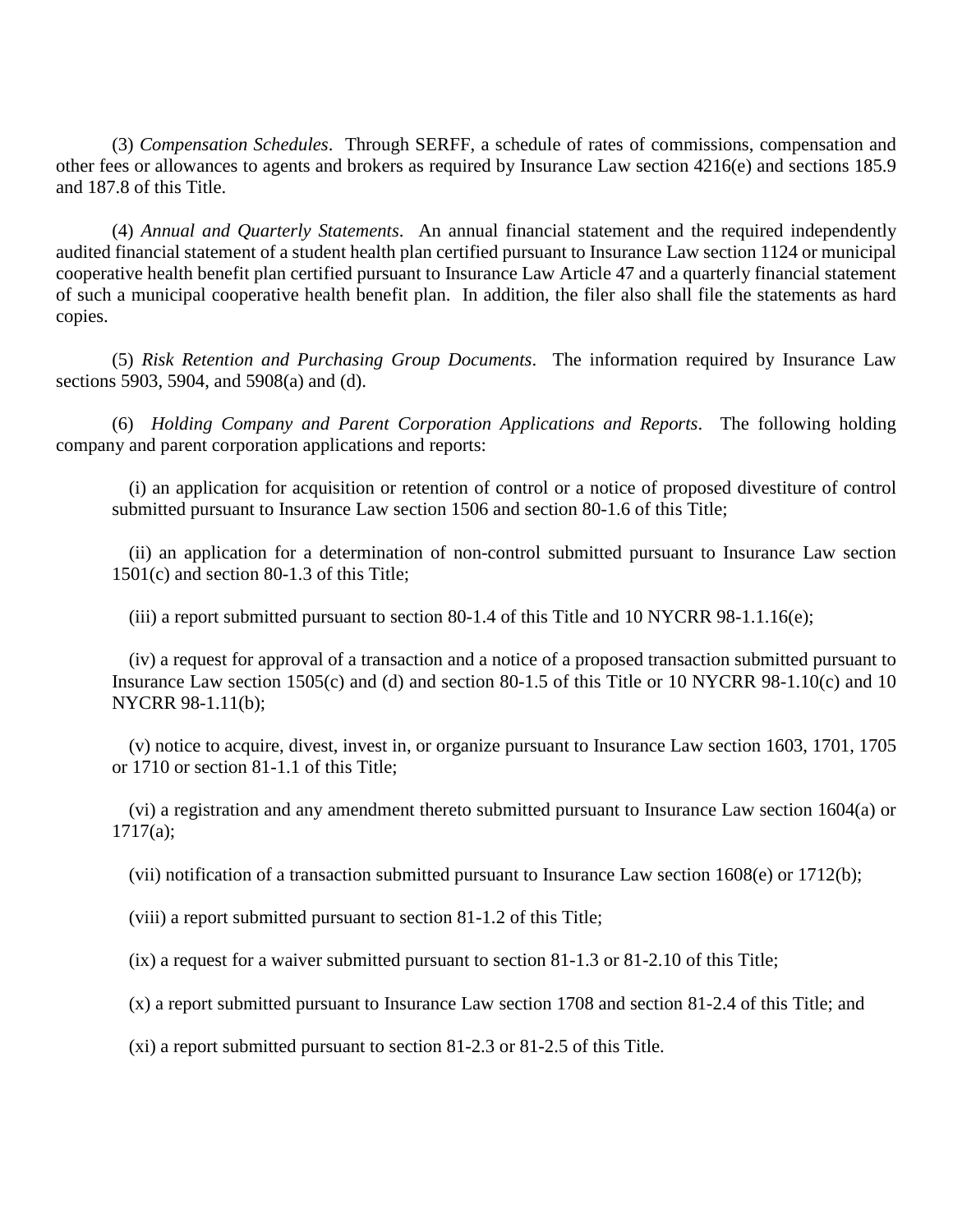(3) *Compensation Schedules*. Through SERFF, a schedule of rates of commissions, compensation and other fees or allowances to agents and brokers as required by Insurance Law section 4216(e) and sections 185.9 and 187.8 of this Title.

(4) *Annual and Quarterly Statements*. An annual financial statement and the required independently audited financial statement of a student health plan certified pursuant to Insurance Law section 1124 or municipal cooperative health benefit plan certified pursuant to Insurance Law Article 47 and a quarterly financial statement of such a municipal cooperative health benefit plan. In addition, the filer also shall file the statements as hard copies.

(5) *Risk Retention and Purchasing Group Documents*. The information required by Insurance Law sections 5903, 5904, and 5908(a) and (d).

(6) *Holding Company and Parent Corporation Applications and Reports*. The following holding company and parent corporation applications and reports:

(i) an application for acquisition or retention of control or a notice of proposed divestiture of control submitted pursuant to Insurance Law section 1506 and section 80-1.6 of this Title;

(ii) an application for a determination of non-control submitted pursuant to Insurance Law section 1501(c) and section 80-1.3 of this Title;

(iii) a report submitted pursuant to section 80-1.4 of this Title and 10 NYCRR 98-1.1.16(e);

(iv) a request for approval of a transaction and a notice of a proposed transaction submitted pursuant to Insurance Law section 1505(c) and (d) and section 80-1.5 of this Title or 10 NYCRR 98-1.10(c) and 10 NYCRR 98-1.11(b);

(v) notice to acquire, divest, invest in, or organize pursuant to Insurance Law section 1603, 1701, 1705 or 1710 or section 81-1.1 of this Title;

(vi) a registration and any amendment thereto submitted pursuant to Insurance Law section 1604(a) or 1717(a);

(vii) notification of a transaction submitted pursuant to Insurance Law section 1608(e) or 1712(b);

(viii) a report submitted pursuant to section 81-1.2 of this Title;

(ix) a request for a waiver submitted pursuant to section 81-1.3 or 81-2.10 of this Title;

(x) a report submitted pursuant to Insurance Law section 1708 and section 81-2.4 of this Title; and

(xi) a report submitted pursuant to section 81-2.3 or 81-2.5 of this Title.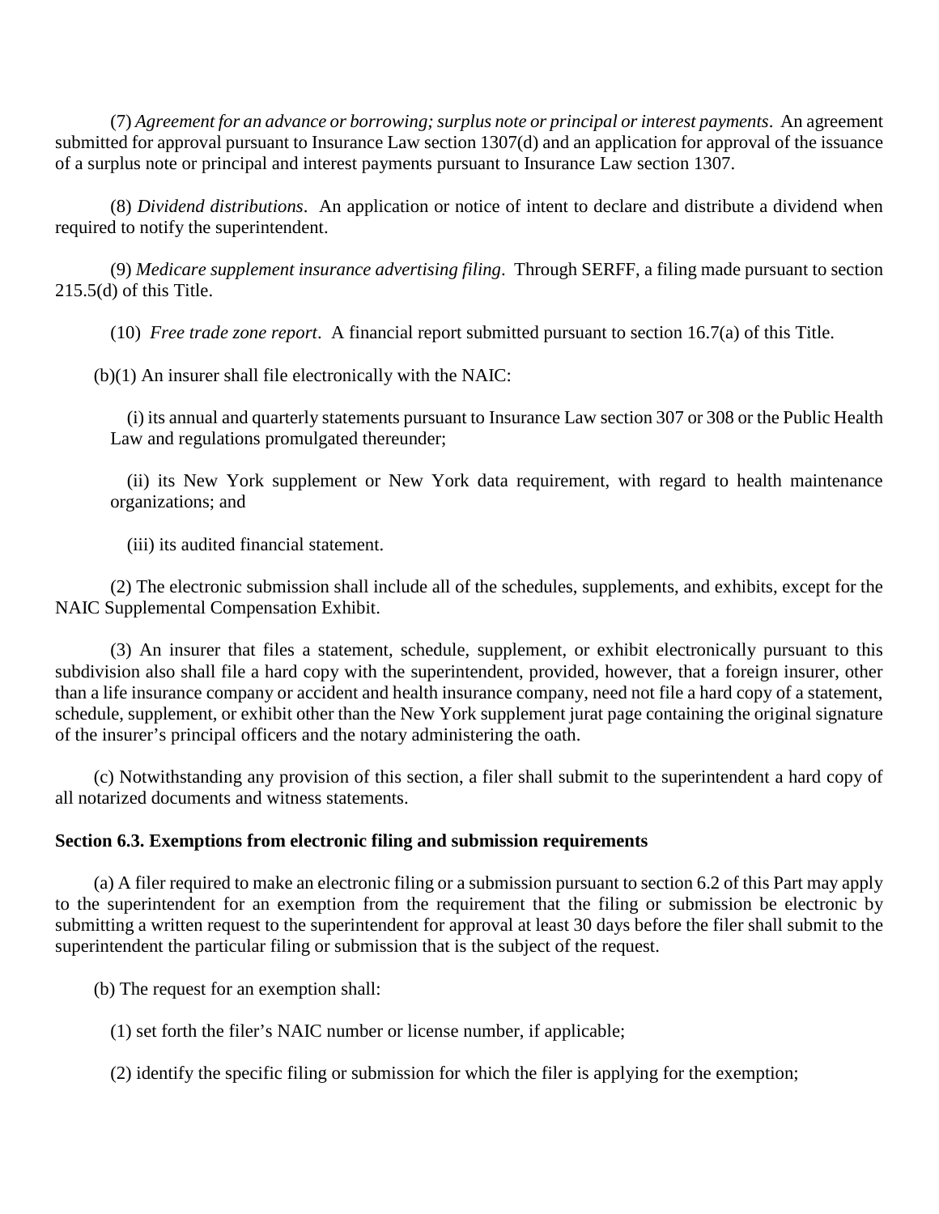(7) *Agreement for an advance or borrowing; surplus note or principal or interest payments*. An agreement submitted for approval pursuant to Insurance Law section 1307(d) and an application for approval of the issuance of a surplus note or principal and interest payments pursuant to Insurance Law section 1307.

(8) *Dividend distributions*. An application or notice of intent to declare and distribute a dividend when required to notify the superintendent.

(9) *Medicare supplement insurance advertising filing*. Through SERFF, a filing made pursuant to section 215.5(d) of this Title.

(10) *Free trade zone report*. A financial report submitted pursuant to section 16.7(a) of this Title.

(b)(1) An insurer shall file electronically with the NAIC:

(i) its annual and quarterly statements pursuant to Insurance Law section 307 or 308 or the Public Health Law and regulations promulgated thereunder;

(ii) its New York supplement or New York data requirement, with regard to health maintenance organizations; and

(iii) its audited financial statement.

(2) The electronic submission shall include all of the schedules, supplements, and exhibits, except for the NAIC Supplemental Compensation Exhibit.

(3) An insurer that files a statement, schedule, supplement, or exhibit electronically pursuant to this subdivision also shall file a hard copy with the superintendent, provided, however, that a foreign insurer, other than a life insurance company or accident and health insurance company, need not file a hard copy of a statement, schedule, supplement, or exhibit other than the New York supplement jurat page containing the original signature of the insurer's principal officers and the notary administering the oath.

(c) Notwithstanding any provision of this section, a filer shall submit to the superintendent a hard copy of all notarized documents and witness statements.

**Section 6.3. Exemptions from electronic filing and submission requirements**

(a) A filer required to make an electronic filing or a submission pursuant to section 6.2 of this Part may apply to the superintendent for an exemption from the requirement that the filing or submission be electronic by submitting a written request to the superintendent for approval at least 30 days before the filer shall submit to the superintendent the particular filing or submission that is the subject of the request.

(b) The request for an exemption shall:

(1) set forth the filer's NAIC number or license number, if applicable;

(2) identify the specific filing or submission for which the filer is applying for the exemption;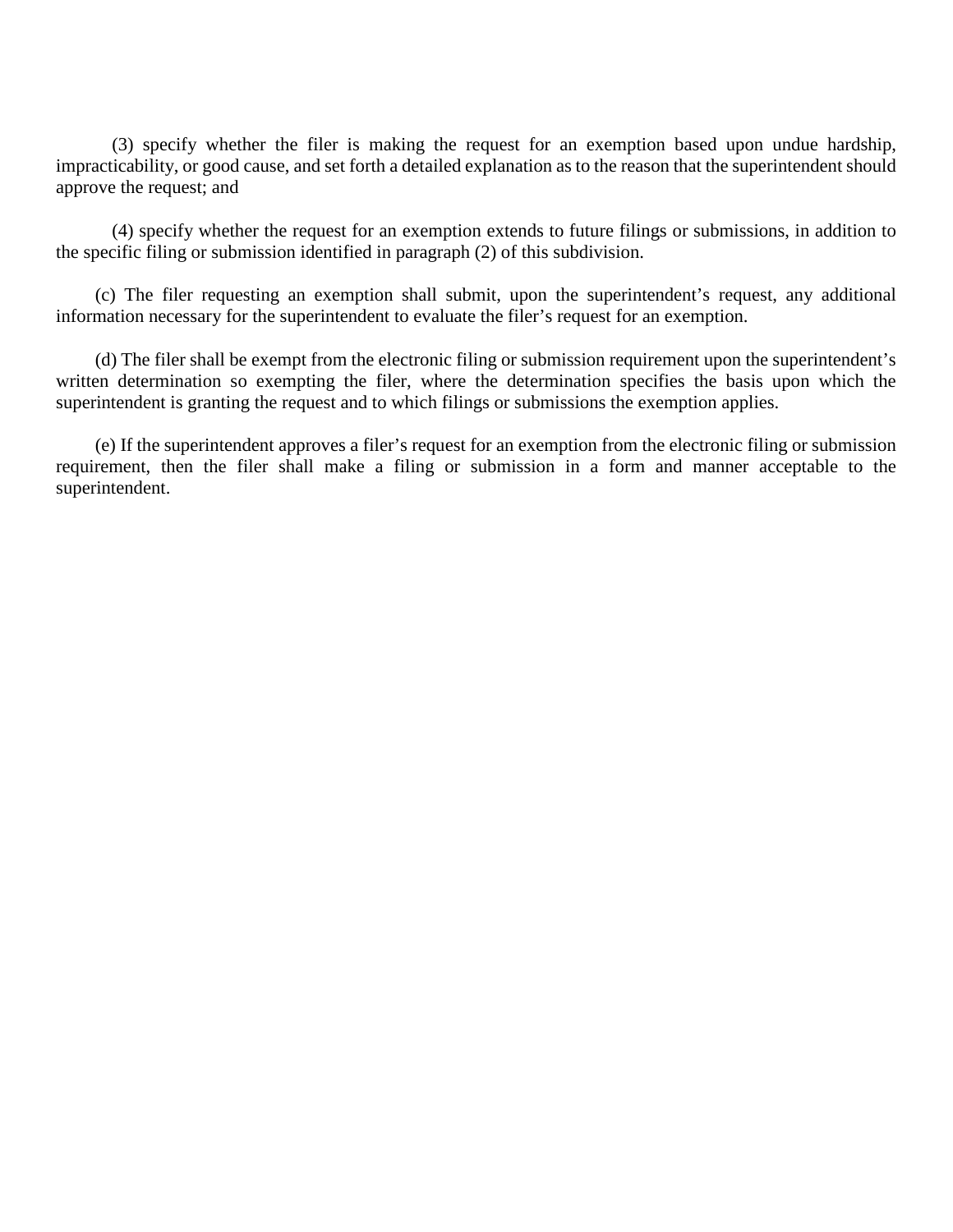(3) specify whether the filer is making the request for an exemption based upon undue hardship, impracticability, or good cause, and set forth a detailed explanation as to the reason that the superintendent should approve the request; and

(4) specify whether the request for an exemption extends to future filings or submissions, in addition to the specific filing or submission identified in paragraph (2) of this subdivision.

(c) The filer requesting an exemption shall submit, upon the superintendent's request, any additional information necessary for the superintendent to evaluate the filer's request for an exemption.

(d) The filer shall be exempt from the electronic filing or submission requirement upon the superintendent's written determination so exempting the filer, where the determination specifies the basis upon which the superintendent is granting the request and to which filings or submissions the exemption applies.

(e) If the superintendent approves a filer's request for an exemption from the electronic filing or submission requirement, then the filer shall make a filing or submission in a form and manner acceptable to the superintendent.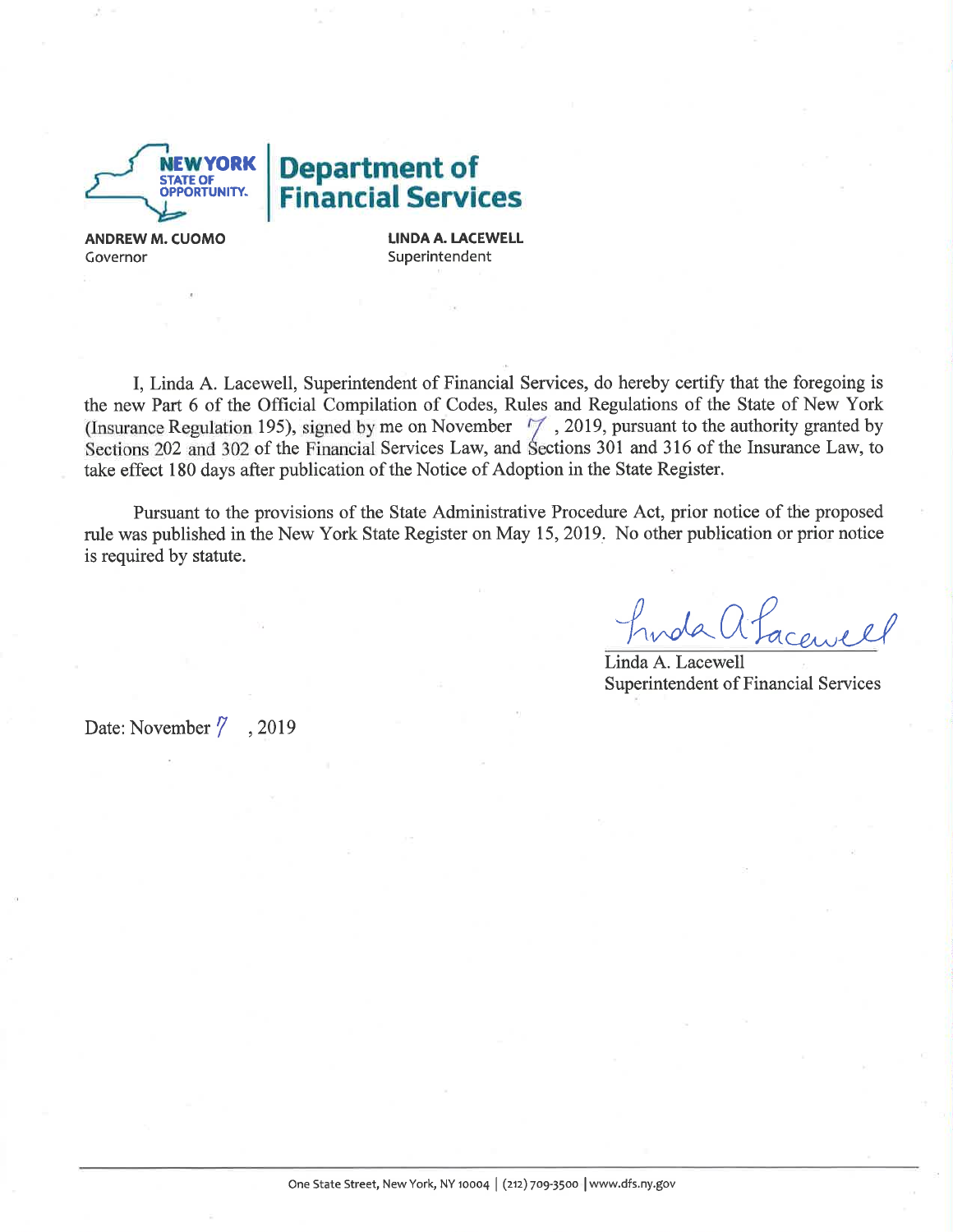**NEW YORK STATE OF OPPORTUNITY.** | **Department of Financial Services**

**ANDREW M. CUOMO**
Governor

**LINDA A. LACEWELL**
Superintendent

I, Linda A. Lacewell, Superintendent of Financial Services, do hereby certify that the foregoing is the new Part 6 of the Official Compilation of Codes, Rules and Regulations of the State of New York (Insurance Regulation 195), signed by me on November 7, 2019, pursuant to the authority granted by Sections 202 and 302 of the Financial Services Law, and Sections 301 and 316 of the Insurance Law, to take effect 180 days after publication of the Notice of Adoption in the State Register.

Pursuant to the provisions of the State Administrative Procedure Act, prior notice of the proposed rule was published in the New York State Register on May 15, 2019. No other publication or prior notice is required by statute.

Linda A. Lacewell
Superintendent of Financial Services

Date: November 7, 2019

One State Street, New York, NY 10004 | (212) 709-3500 | www.dfs.ny.gov